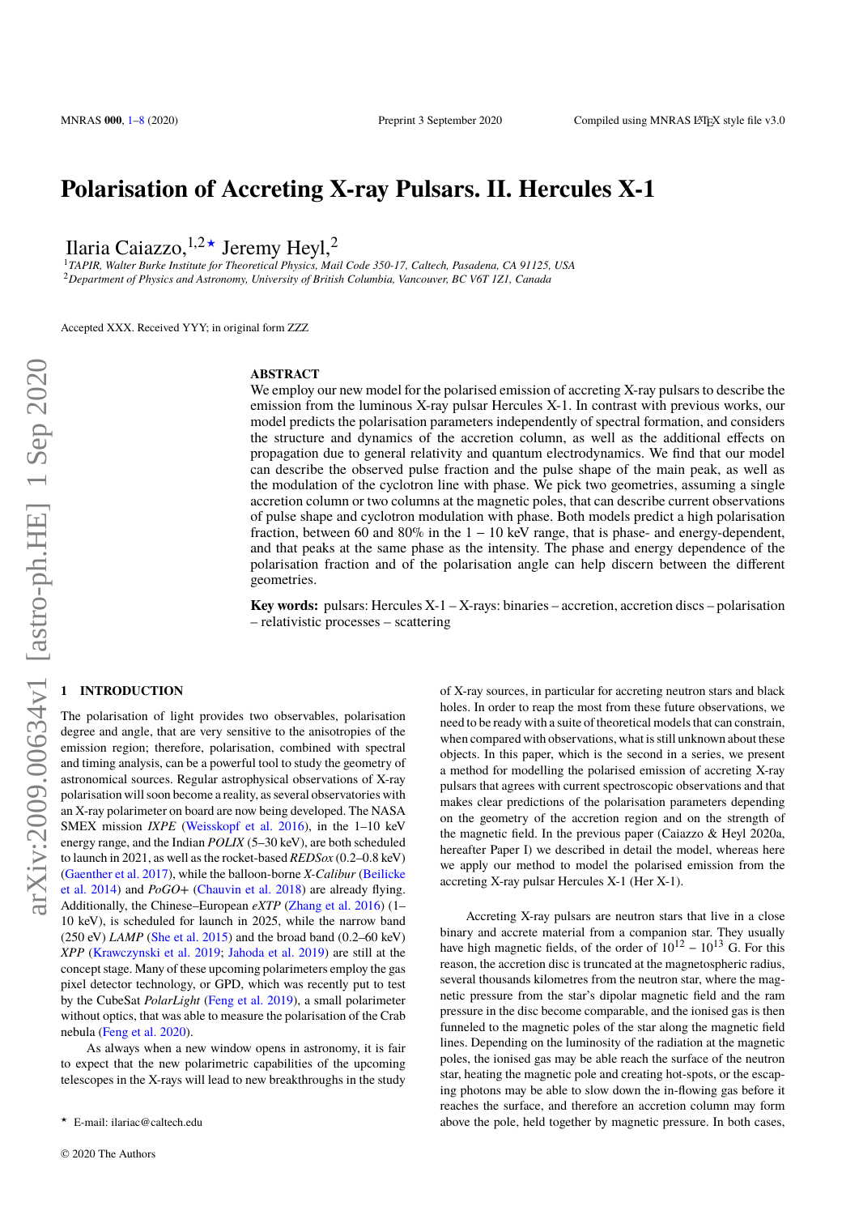# Polarisation of Accreting X-ray Pulsars. II. Hercules X-1

Ilaria Caiazzo,[1,2★] Jeremy Heyl,[2]

[1]*TAPIR, Walter Burke Institute for Theoretical Physics, Mail Code 350-17, Caltech, Pasadena, CA 91125, USA*
[2]*Department of Physics and Astronomy, University of British Columbia, Vancouver, BC V6T 1Z1, Canada*

Accepted XXX. Received YYY; in original form ZZZ

## ABSTRACT

We employ our new model for the polarised emission of accreting X-ray pulsars to describe the emission from the luminous X-ray pulsar Hercules X-1. In contrast with previous works, our model predicts the polarisation parameters independently of spectral formation, and considers the structure and dynamics of the accretion column, as well as the additional effects on propagation due to general relativity and quantum electrodynamics. We find that our model can describe the observed pulse fraction and the pulse shape of the main peak, as well as the modulation of the cyclotron line with phase. We pick two geometries, assuming a single accretion column or two columns at the magnetic poles, that can describe current observations of pulse shape and cyclotron modulation with phase. Both models predict a high polarisation fraction, between 60 and 80% in the $1-10$ keV range, that is phase- and energy-dependent, and that peaks at the same phase as the intensity. The phase and energy dependence of the polarisation fraction and of the polarisation angle can help discern between the different geometries.

**Key words:** pulsars: Hercules X-1 – X-rays: binaries – accretion, accretion discs – polarisation – relativistic processes – scattering

## 1 INTRODUCTION

The polarisation of light provides two observables, polarisation degree and angle, that are very sensitive to the anisotropies of the emission region; therefore, polarisation, combined with spectral and timing analysis, can be a powerful tool to study the geometry of astronomical sources. Regular astrophysical observations of X-ray polarisation will soon become a reality, as several observatories with an X-ray polarimeter on board are now being developed. The NASA SMEX mission *IXPE* (Weisskopf et al. 2016), in the 1–10 keV energy range, and the Indian *POLIX* (5–30 keV), are both scheduled to launch in 2021, as well as the rocket-based *REDSox* (0.2–0.8 keV) (Gaenther et al. 2017), while the balloon-borne *X-Calibur* (Beilicke et al. 2014) and *PoGO+* (Chauvin et al. 2018) are already flying. Additionally, the Chinese–European *eXTP* (Zhang et al. 2016) (1–10 keV), is scheduled for launch in 2025, while the narrow band (250 eV) *LAMP* (She et al. 2015) and the broad band (0.2–60 keV) *XPP* (Krawczynski et al. 2019; Jahoda et al. 2019) are still at the concept stage. Many of these upcoming polarimeters employ the gas pixel detector technology, or GPD, which was recently put to test by the CubeSat *PolarLight* (Feng et al. 2019), a small polarimeter without optics, that was able to measure the polarisation of the Crab nebula (Feng et al. 2020).

As always when a new window opens in astronomy, it is fair to expect that the new polarimetric capabilities of the upcoming telescopes in the X-rays will lead to new breakthroughs in the study of X-ray sources, in particular for accreting neutron stars and black holes. In order to reap the most from these future observations, we need to be ready with a suite of theoretical models that can constrain, when compared with observations, what is still unknown about these objects. In this paper, which is the second in a series, we present a method for modelling the polarised emission of accreting X-ray pulsars that agrees with current spectroscopic observations and that makes clear predictions of the polarisation parameters depending on the geometry of the accretion region and on the strength of the magnetic field. In the previous paper (Caiazzo & Heyl 2020a, hereafter Paper I) we described in detail the model, whereas here we apply our method to model the polarised emission from the accreting X-ray pulsar Hercules X-1 (Her X-1).

Accreting X-ray pulsars are neutron stars that live in a close binary and accrete material from a companion star. They usually have high magnetic fields, of the order of $10^{12}-10^{13}$ G. For this reason, the accretion disc is truncated at the magnetospheric radius, several thousands kilometres from the neutron star, where the magnetic pressure from the star's dipolar magnetic field and the ram pressure in the disc become comparable, and the ionised gas is then funneled to the magnetic poles of the star along the magnetic field lines. Depending on the luminosity of the radiation at the magnetic poles, the ionised gas may be able reach the surface of the neutron star, heating the magnetic pole and creating hot-spots, or the escaping photons may be able to slow down the in-flowing gas before it reaches the surface, and therefore an accretion column may form above the pole, held together by magnetic pressure. In both cases,

★ E-mail: ilariac@caltech.edu

© 2020 The Authors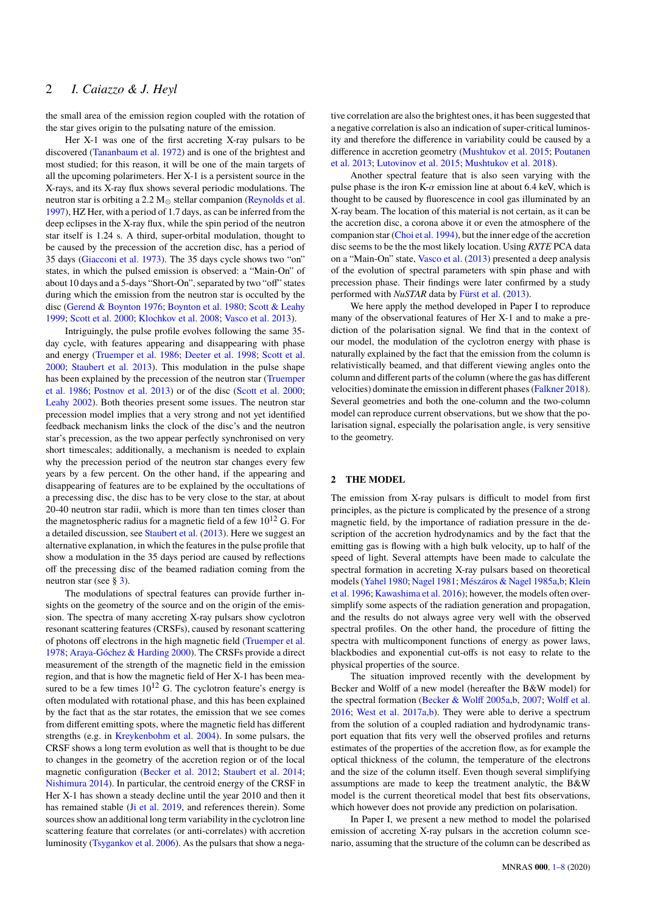the small area of the emission region coupled with the rotation of the star gives origin to the pulsating nature of the emission.

Her X-1 was one of the first accreting X-ray pulsars to be discovered (Tananbaum et al. 1972) and is one of the brightest and most studied; for this reason, it will be one of the main targets of all the upcoming polarimeters. Her X-1 is a persistent source in the X-rays, and its X-ray flux shows several periodic modulations. The neutron star is orbiting a 2.2 $M_{\odot}$ stellar companion (Reynolds et al. 1997), HZ Her, with a period of 1.7 days, as can be inferred from the deep eclipses in the X-ray flux, while the spin period of the neutron star itself is 1.24 s. A third, super-orbital modulation, thought to be caused by the precession of the accretion disc, has a period of 35 days (Giacconi et al. 1973). The 35 days cycle shows two "on" states, in which the pulsed emission is observed: a "Main-On" of about 10 days and a 5-days "Short-On", separated by two "off" states during which the emission from the neutron star is occulted by the disc (Gerend & Boynton 1976; Boynton et al. 1980; Scott & Leahy 1999; Scott et al. 2000; Klochkov et al. 2008; Vasco et al. 2013).

Intriguingly, the pulse profile evolves following the same 35-day cycle, with features appearing and disappearing with phase and energy (Truemper et al. 1986; Deeter et al. 1998; Scott et al. 2000; Staubert et al. 2013). This modulation in the pulse shape has been explained by the precession of the neutron star (Truemper et al. 1986; Postnov et al. 2013) or of the disc (Scott et al. 2000; Leahy 2002). Both theories present some issues. The neutron star precession model implies that a very strong and not yet identified feedback mechanism links the clock of the disc's and the neutron star's precession, as the two appear perfectly synchronised on very short timescales; additionally, a mechanism is needed to explain why the precession period of the neutron star changes every few years by a few percent. On the other hand, if the appearing and disappearing of features are to be explained by the occultations of a precessing disc, the disc has to be very close to the star, at about 20-40 neutron star radii, which is more than ten times closer than the magnetospheric radius for a magnetic field of a few $10^{12}$ G. For a detailed discussion, see Staubert et al. (2013). Here we suggest an alternative explanation, in which the features in the pulse profile that show a modulation in the 35 days period are caused by reflections off the precessing disc of the beamed radiation coming from the neutron star (see § 3).

The modulations of spectral features can provide further insights on the geometry of the source and on the origin of the emission. The spectra of many accreting X-ray pulsars show cyclotron resonant scattering features (CRSFs), caused by resonant scattering of photons off electrons in the high magnetic field (Truemper et al. 1978; Araya-Góchez & Harding 2000). The CRSFs provide a direct measurement of the strength of the magnetic field in the emission region, and that is how the magnetic field of Her X-1 has been measured to be a few times $10^{12}$ G. The cyclotron feature's energy is often modulated with rotational phase, and this has been explained by the fact that as the star rotates, the emission that we see comes from different emitting spots, where the magnetic field has different strengths (e.g. in Kreykenbohm et al. 2004). In some pulsars, the CRSF shows a long term evolution as well that is thought to be due to changes in the geometry of the accretion region or of the local magnetic configuration (Becker et al. 2012; Staubert et al. 2014; Nishimura 2014). In particular, the centroid energy of the CRSF in Her X-1 has shown a steady decline until the year 2010 and then it has remained stable (Ji et al. 2019, and references therein). Some sources show an additional long term variability in the cyclotron line scattering feature that correlates (or anti-correlates) with accretion luminosity (Tsygankov et al. 2006). As the pulsars that show a negative correlation are also the brightest ones, it has been suggested that a negative correlation is also an indication of super-critical luminosity and therefore the difference in variability could be caused by a difference in accretion geometry (Mushtukov et al. 2015; Poutanen et al. 2013; Lutovinov et al. 2015; Mushtukov et al. 2018).

Another spectral feature that is also seen varying with the pulse phase is the iron K-$\alpha$ emission line at about 6.4 keV, which is thought to be caused by fluorescence in cool gas illuminated by an X-ray beam. The location of this material is not certain, as it can be the accretion disc, a corona above it or even the atmosphere of the companion star (Choi et al. 1994), but the inner edge of the accretion disc seems to be the the most likely location. Using *RXTE* PCA data on a "Main-On" state, Vasco et al. (2013) presented a deep analysis of the evolution of spectral parameters with spin phase and with precession phase. Their findings were later confirmed by a study performed with *NuSTAR* data by Fürst et al. (2013).

We here apply the method developed in Paper I to reproduce many of the observational features of Her X-1 and to make a prediction of the polarisation signal. We find that in the context of our model, the modulation of the cyclotron energy with phase is naturally explained by the fact that the emission from the column is relativistically beamed, and that different viewing angles onto the column and different parts of the column (where the gas has different velocities) dominate the emission in different phases (Falkner 2018). Several geometries and both the one-column and the two-column model can reproduce current observations, but we show that the polarisation signal, especially the polarisation angle, is very sensitive to the geometry.

## 2 THE MODEL

The emission from X-ray pulsars is difficult to model from first principles, as the picture is complicated by the presence of a strong magnetic field, by the importance of radiation pressure in the description of the accretion hydrodynamics and by the fact that the emitting gas is flowing with a high bulk velocity, up to half of the speed of light. Several attempts have been made to calculate the spectral formation in accreting X-ray pulsars based on theoretical models (Yahel 1980; Nagel 1981; Mészáros & Nagel 1985a,b; Klein et al. 1996; Kawashima et al. 2016); however, the models often oversimplify some aspects of the radiation generation and propagation, and the results do not always agree very well with the observed spectral profiles. On the other hand, the procedure of fitting the spectra with multicomponent functions of energy as power laws, blackbodies and exponential cut-offs is not easy to relate to the physical properties of the source.

The situation improved recently with the development by Becker and Wolff of a new model (hereafter the B&W model) for the spectral formation (Becker & Wolff 2005a,b, 2007; Wolff et al. 2016; West et al. 2017a,b). They were able to derive a spectrum from the solution of a coupled radiation and hydrodynamic transport equation that fits very well the observed profiles and returns estimates of the properties of the accretion flow, as for example the optical thickness of the column, the temperature of the electrons and the size of the column itself. Even though several simplifying assumptions are made to keep the treatment analytic, the B&W model is the current theoretical model that best fits observations, which however does not provide any prediction on polarisation.

In Paper I, we present a new method to model the polarised emission of accreting X-ray pulsars in the accretion column scenario, assuming that the structure of the column can be described as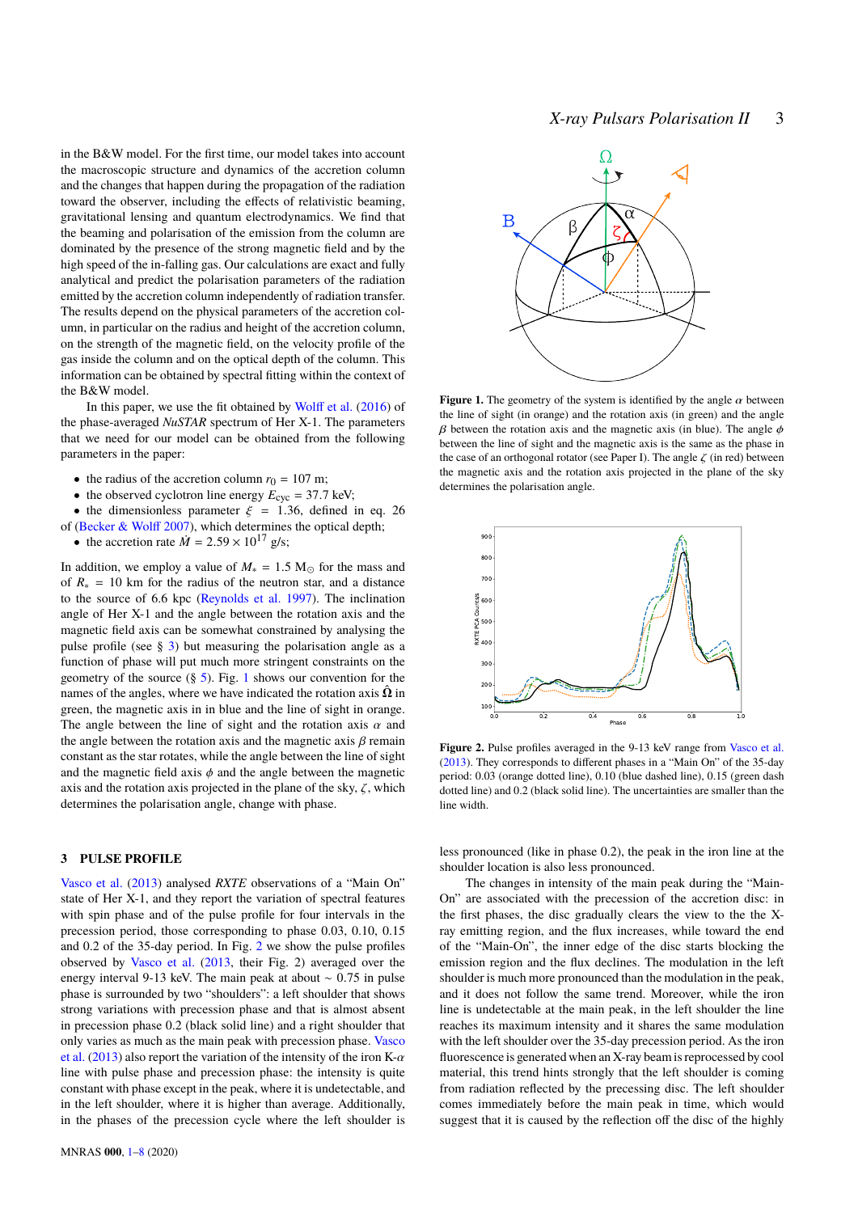in the B&W model. For the first time, our model takes into account the macroscopic structure and dynamics of the accretion column and the changes that happen during the propagation of the radiation toward the observer, including the effects of relativistic beaming, gravitational lensing and quantum electrodynamics. We find that the beaming and polarisation of the emission from the column are dominated by the presence of the strong magnetic field and by the high speed of the in-falling gas. Our calculations are exact and fully analytical and predict the polarisation parameters of the radiation emitted by the accretion column independently of radiation transfer. The results depend on the physical parameters of the accretion column, in particular on the radius and height of the accretion column, on the strength of the magnetic field, on the velocity profile of the gas inside the column and on the optical depth of the column. This information can be obtained by spectral fitting within the context of the B&W model.

In this paper, we use the fit obtained by Wolff et al. (2016) of the phase-averaged *NuSTAR* spectrum of Her X-1. The parameters that we need for our model can be obtained from the following parameters in the paper:

- the radius of the accretion column $r_0 = 107$ m;
- the observed cyclotron line energy $E_{\rm cyc} = 37.7$ keV;
- the dimensionless parameter $\xi = 1.36$, defined in eq. 26 of (Becker & Wolff 2007), which determines the optical depth;
- the accretion rate $\dot{M} = 2.59 \times 10^{17}$ g/s;

In addition, we employ a value of $M_* = 1.5$ $M_\odot$ for the mass and of $R_* = 10$ km for the radius of the neutron star, and a distance to the source of 6.6 kpc (Reynolds et al. 1997). The inclination angle of Her X-1 and the angle between the rotation axis and the magnetic field axis can be somewhat constrained by analysing the pulse profile (see § 3) but measuring the polarisation angle as a function of phase will put much more stringent constraints on the geometry of the source (§ 5). Fig. 1 shows our convention for the names of the angles, where we have indicated the rotation axis $\hat{\mathbf{\Omega}}$ in green, the magnetic axis in in blue and the line of sight in orange. The angle between the line of sight and the rotation axis $\alpha$ and the angle between the rotation axis and the magnetic axis $\beta$ remain constant as the star rotates, while the angle between the line of sight and the magnetic field axis $\phi$ and the angle between the magnetic axis and the rotation axis projected in the plane of the sky, $\zeta$, which determines the polarisation angle, change with phase.

**Figure 1.** The geometry of the system is identified by the angle $\alpha$ between the line of sight (in orange) and the rotation axis (in green) and the angle $\beta$ between the rotation axis and the magnetic axis (in blue). The angle $\phi$ between the line of sight and the magnetic axis is the same as the phase in the case of an orthogonal rotator (see Paper I). The angle $\zeta$ (in red) between the magnetic axis and the rotation axis projected in the plane of the sky determines the polarisation angle.

**Figure 2.** Pulse profiles averaged in the 9-13 keV range from Vasco et al. (2013). They corresponds to different phases in a "Main On" of the 35-day period: 0.03 (orange dotted line), 0.10 (blue dashed line), 0.15 (green dash dotted line) and 0.2 (black solid line). The uncertainties are smaller than the line width.

## 3 PULSE PROFILE

Vasco et al. (2013) analysed *RXTE* observations of a "Main On" state of Her X-1, and they report the variation of spectral features with spin phase and of the pulse profile for four intervals in the precession period, those corresponding to phase 0.03, 0.10, 0.15 and 0.2 of the 35-day period. In Fig. 2 we show the pulse profiles observed by Vasco et al. (2013, their Fig. 2) averaged over the energy interval 9-13 keV. The main peak at about $\sim 0.75$ in pulse phase is surrounded by two "shoulders": a left shoulder that shows strong variations with precession phase and that is almost absent in precession phase 0.2 (black solid line) and a right shoulder that only varies as much as the main peak with precession phase. Vasco et al. (2013) also report the variation of the intensity of the iron K-$\alpha$ line with pulse phase and precession phase: the intensity is quite constant with phase except in the peak, where it is undetectable, and in the left shoulder, where it is higher than average. Additionally, in the phases of the precession cycle where the left shoulder is less pronounced (like in phase 0.2), the peak in the iron line at the shoulder location is also less pronounced.

The changes in intensity of the main peak during the "Main-On" are associated with the precession of the accretion disc: in the first phases, the disc gradually clears the view to the the X-ray emitting region, and the flux increases, while toward the end of the "Main-On", the inner edge of the disc starts blocking the emission region and the flux declines. The modulation in the left shoulder is much more pronounced than the modulation in the peak, and it does not follow the same trend. Moreover, while the iron line is undetectable at the main peak, in the left shoulder the line reaches its maximum intensity and it shares the same modulation with the left shoulder over the 35-day precession period. As the iron fluorescence is generated when an X-ray beam is reprocessed by cool material, this trend hints strongly that the left shoulder is coming from radiation reflected by the precessing disc. The left shoulder comes immediately before the main peak in time, which would suggest that it is caused by the reflection off the disc of the highly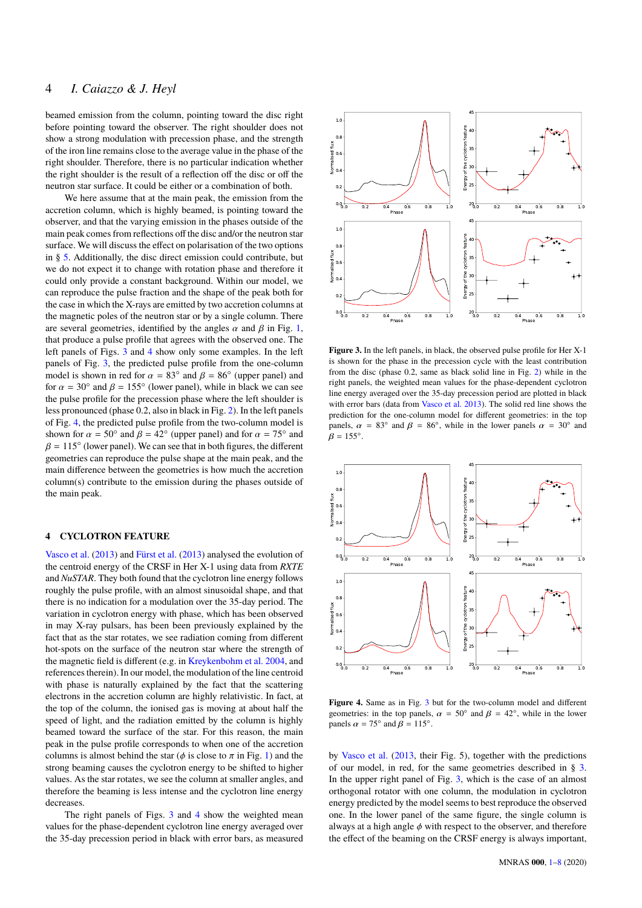beamed emission from the column, pointing toward the disc right before pointing toward the observer. The right shoulder does not show a strong modulation with precession phase, and the strength of the iron line remains close to the average value in the phase of the right shoulder. Therefore, there is no particular indication whether the right shoulder is the result of a reflection off the disc or off the neutron star surface. It could be either or a combination of both.

We here assume that at the main peak, the emission from the accretion column, which is highly beamed, is pointing toward the observer, and that the varying emission in the phases outside of the main peak comes from reflections off the disc and/or the neutron star surface. We will discuss the effect on polarisation of the two options in § 5. Additionally, the disc direct emission could contribute, but we do not expect it to change with rotation phase and therefore it could only provide a constant background. Within our model, we can reproduce the pulse fraction and the shape of the peak both for the case in which the X-rays are emitted by two accretion columns at the magnetic poles of the neutron star or by a single column. There are several geometries, identified by the angles $\alpha$ and $\beta$ in Fig. 1, that produce a pulse profile that agrees with the observed one. The left panels of Figs. 3 and 4 show only some examples. In the left panels of Fig. 3, the predicted pulse profile from the one-column model is shown in red for $\alpha = 83°$ and $\beta = 86°$ (upper panel) and for $\alpha = 30°$ and $\beta = 155°$ (lower panel), while in black we can see the pulse profile for the precession phase where the left shoulder is less pronounced (phase 0.2, also in black in Fig. 2). In the left panels of Fig. 4, the predicted pulse profile from the two-column model is shown for $\alpha = 50°$ and $\beta = 42°$ (upper panel) and for $\alpha = 75°$ and $\beta = 115°$ (lower panel). We can see that in both figures, the different geometries can reproduce the pulse shape at the main peak, and the main difference between the geometries is how much the accretion column(s) contribute to the emission during the phases outside of the main peak.

## 4 CYCLOTRON FEATURE

Vasco et al. (2013) and Fürst et al. (2013) analysed the evolution of the centroid energy of the CRSF in Her X-1 using data from *RXTE* and *NuSTAR*. They both found that the cyclotron line energy follows roughly the pulse profile, with an almost sinusoidal shape, and that there is no indication for a modulation over the 35-day period. The variation in cyclotron energy with phase, which has been observed in may X-ray pulsars, has been previously explained by the fact that as the star rotates, we see radiation coming from different hot-spots on the surface of the neutron star where the strength of the magnetic field is different (e.g. in Kreykenbohm et al. 2004, and references therein). In our model, the modulation of the line centroid with phase is naturally explained by the fact that the scattering electrons in the accretion column are highly relativistic. In fact, at the top of the column, the ionised gas is moving at about half the speed of light, and the radiation emitted by the column is highly beamed toward the surface of the star. For this reason, the main peak in the pulse profile corresponds to when one of the accretion columns is almost behind the star ($\phi$ is close to $\pi$ in Fig. 1) and the strong beaming causes the cyclotron energy to be shifted to higher values. As the star rotates, we see the column at smaller angles, and therefore the beaming is less intense and the cyclotron line energy decreases.

The right panels of Figs. 3 and 4 show the weighted mean values for the phase-dependent cyclotron line energy averaged over the 35-day precession period in black with error bars, as measured by Vasco et al. (2013, their Fig. 5), together with the predictions of our model, in red, for the same geometries described in § 3. In the upper right panel of Fig. 3, which is the case of an almost orthogonal rotator with one column, the modulation in cyclotron energy predicted by the model seems to best reproduce the observed one. In the lower panel of the same figure, the single column is always at a high angle $\phi$ with respect to the observer, and therefore the effect of the beaming on the CRSF energy is always important,

**Figure 3.** In the left panels, in black, the observed pulse profile for Her X-1 is shown for the phase in the precession cycle with the least contribution from the disc (phase 0.2, same as black solid line in Fig. 2) while in the right panels, the weighted mean values for the phase-dependent cyclotron line energy averaged over the 35-day precession period are plotted in black with error bars (data from Vasco et al. 2013). The solid red line shows the prediction for the one-column model for different geometries: in the top panels, $\alpha = 83°$ and $\beta = 86°$, while in the lower panels $\alpha = 30°$ and $\beta = 155°$.

**Figure 4.** Same as in Fig. 3 but for the two-column model and different geometries: in the top panels, $\alpha = 50°$ and $\beta = 42°$, while in the lower panels $\alpha = 75°$ and $\beta = 115°$.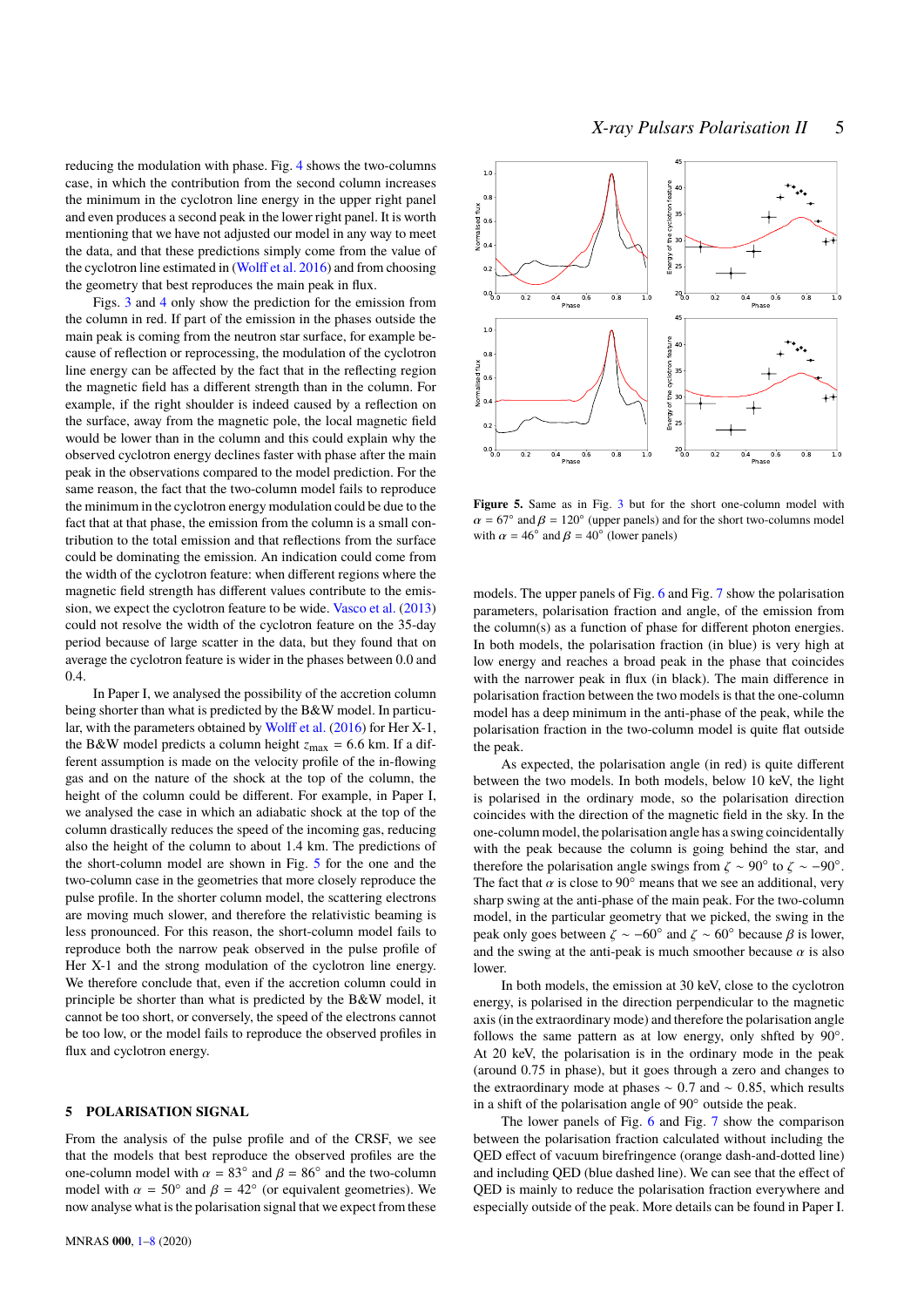reducing the modulation with phase. Fig. 4 shows the two-columns case, in which the contribution from the second column increases the minimum in the cyclotron line energy in the upper right panel and even produces a second peak in the lower right panel. It is worth mentioning that we have not adjusted our model in any way to meet the data, and that these predictions simply come from the value of the cyclotron line estimated in (Wolff et al. 2016) and from choosing the geometry that best reproduces the main peak in flux.

Figs. 3 and 4 only show the prediction for the emission from the column in red. If part of the emission in the phases outside the main peak is coming from the neutron star surface, for example because of reflection or reprocessing, the modulation of the cyclotron line energy can be affected by the fact that in the reflecting region the magnetic field has a different strength than in the column. For example, if the right shoulder is indeed caused by a reflection on the surface, away from the magnetic pole, the local magnetic field would be lower than in the column and this could explain why the observed cyclotron energy declines faster with phase after the main peak in the observations compared to the model prediction. For the same reason, the fact that the two-column model fails to reproduce the minimum in the cyclotron energy modulation could be due to the fact that at that phase, the emission from the column is a small contribution to the total emission and that reflections from the surface could be dominating the emission. An indication could come from the width of the cyclotron feature: when different regions where the magnetic field strength has different values contribute to the emission, we expect the cyclotron feature to be wide. Vasco et al. (2013) could not resolve the width of the cyclotron feature on the 35-day period because of large scatter in the data, but they found that on average the cyclotron feature is wider in the phases between 0.0 and 0.4.

In Paper I, we analysed the possibility of the accretion column being shorter than what is predicted by the B&W model. In particular, with the parameters obtained by Wolff et al. (2016) for Her X-1, the B&W model predicts a column height $z_{\rm max} = 6.6$ km. If a different assumption is made on the velocity profile of the in-flowing gas and on the nature of the shock at the top of the column, the height of the column could be different. For example, in Paper I, we analysed the case in which an adiabatic shock at the top of the column drastically reduces the speed of the incoming gas, reducing also the height of the column to about 1.4 km. The predictions of the short-column model are shown in Fig. 5 for the one and the two-column case in the geometries that more closely reproduce the pulse profile. In the shorter column model, the scattering electrons are moving much slower, and therefore the relativistic beaming is less pronounced. For this reason, the short-column model fails to reproduce both the narrow peak observed in the pulse profile of Her X-1 and the strong modulation of the cyclotron line energy. We therefore conclude that, even if the accretion column could in principle be shorter than what is predicted by the B&W model, it cannot be too short, or conversely, the speed of the electrons cannot be too low, or the model fails to reproduce the observed profiles in flux and cyclotron energy.

## 5 POLARISATION SIGNAL

From the analysis of the pulse profile and of the CRSF, we see that the models that best reproduce the observed profiles are the one-column model with $\alpha = 83^\circ$ and $\beta = 86^\circ$ and the two-column model with $\alpha = 50^\circ$ and $\beta = 42^\circ$ (or equivalent geometries). We now analyse what is the polarisation signal that we expect from these models. The upper panels of Fig. 6 and Fig. 7 show the polarisation parameters, polarisation fraction and angle, of the emission from the column(s) as a function of phase for different photon energies. In both models, the polarisation fraction (in blue) is very high at low energy and reaches a broad peak in the phase that coincides with the narrower peak in flux (in black). The main difference in polarisation fraction between the two models is that the one-column model has a deep minimum in the anti-phase of the peak, while the polarisation fraction in the two-column model is quite flat outside the peak.

**Figure 5.** Same as in Fig. 3 but for the short one-column model with $\alpha = 67^\circ$ and $\beta = 120^\circ$ (upper panels) and for the short two-columns model with $\alpha = 46^\circ$ and $\beta = 40^\circ$ (lower panels)

As expected, the polarisation angle (in red) is quite different between the two models. In both models, below 10 keV, the light is polarised in the ordinary mode, so the polarisation direction coincides with the direction of the magnetic field in the sky. In the one-column model, the polarisation angle has a swing coincidentally with the peak because the column is going behind the star, and therefore the polarisation angle swings from $\zeta \sim 90^\circ$ to $\zeta \sim -90^\circ$. The fact that $\alpha$ is close to $90^\circ$ means that we see an additional, very sharp swing at the anti-phase of the main peak. For the two-column model, in the particular geometry that we picked, the swing in the peak only goes between $\zeta \sim -60^\circ$ and $\zeta \sim 60^\circ$ because $\beta$ is lower, and the swing at the anti-peak is much smoother because $\alpha$ is also lower.

In both models, the emission at 30 keV, close to the cyclotron energy, is polarised in the direction perpendicular to the magnetic axis (in the extraordinary mode) and therefore the polarisation angle follows the same pattern as at low energy, only shfted by $90^\circ$. At 20 keV, the polarisation is in the ordinary mode in the peak (around 0.75 in phase), but it goes through a zero and changes to the extraordinary mode at phases $\sim 0.7$ and $\sim 0.85$, which results in a shift of the polarisation angle of $90^\circ$ outside the peak.

The lower panels of Fig. 6 and Fig. 7 show the comparison between the polarisation fraction calculated without including the QED effect of vacuum birefringence (orange dash-and-dotted line) and including QED (blue dashed line). We can see that the effect of QED is mainly to reduce the polarisation fraction everywhere and especially outside of the peak. More details can be found in Paper I.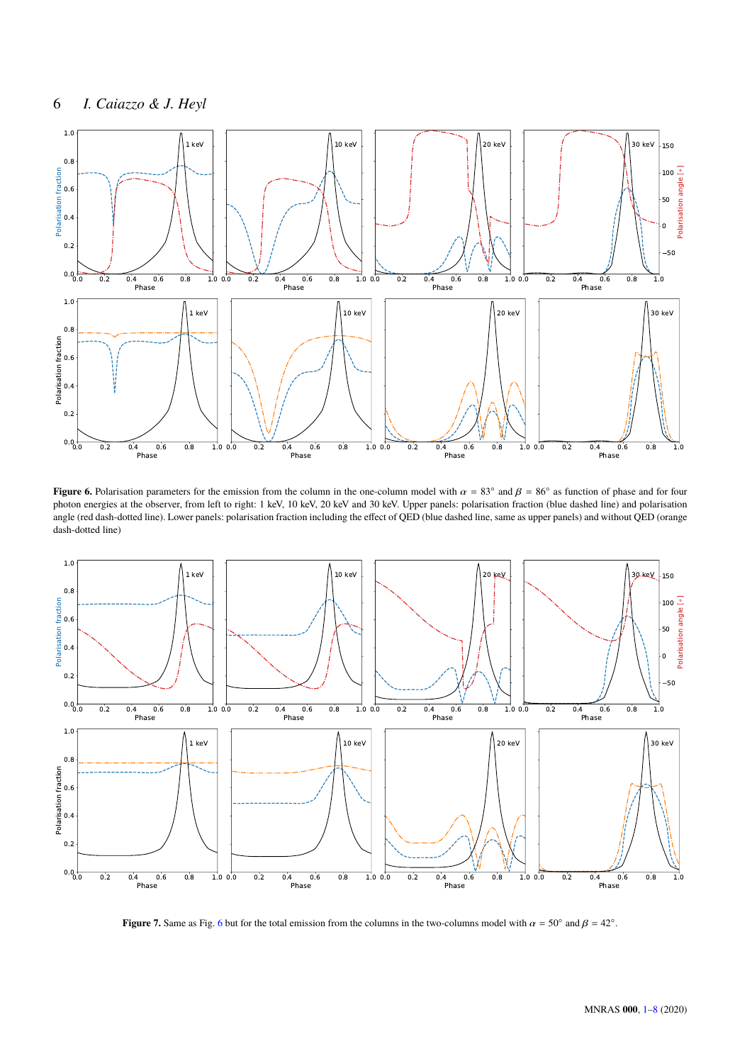**Figure 6.** Polarisation parameters for the emission from the column in the one-column model with $\alpha = 83°$ and $\beta = 86°$ as function of phase and for four photon energies at the observer, from left to right: 1 keV, 10 keV, 20 keV and 30 keV. Upper panels: polarisation fraction (blue dashed line) and polarisation angle (red dash-dotted line). Lower panels: polarisation fraction including the effect of QED (blue dashed line, same as upper panels) and without QED (orange dash-dotted line)

**Figure 7.** Same as Fig. 6 but for the total emission from the columns in the two-columns model with $\alpha = 50°$ and $\beta = 42°$.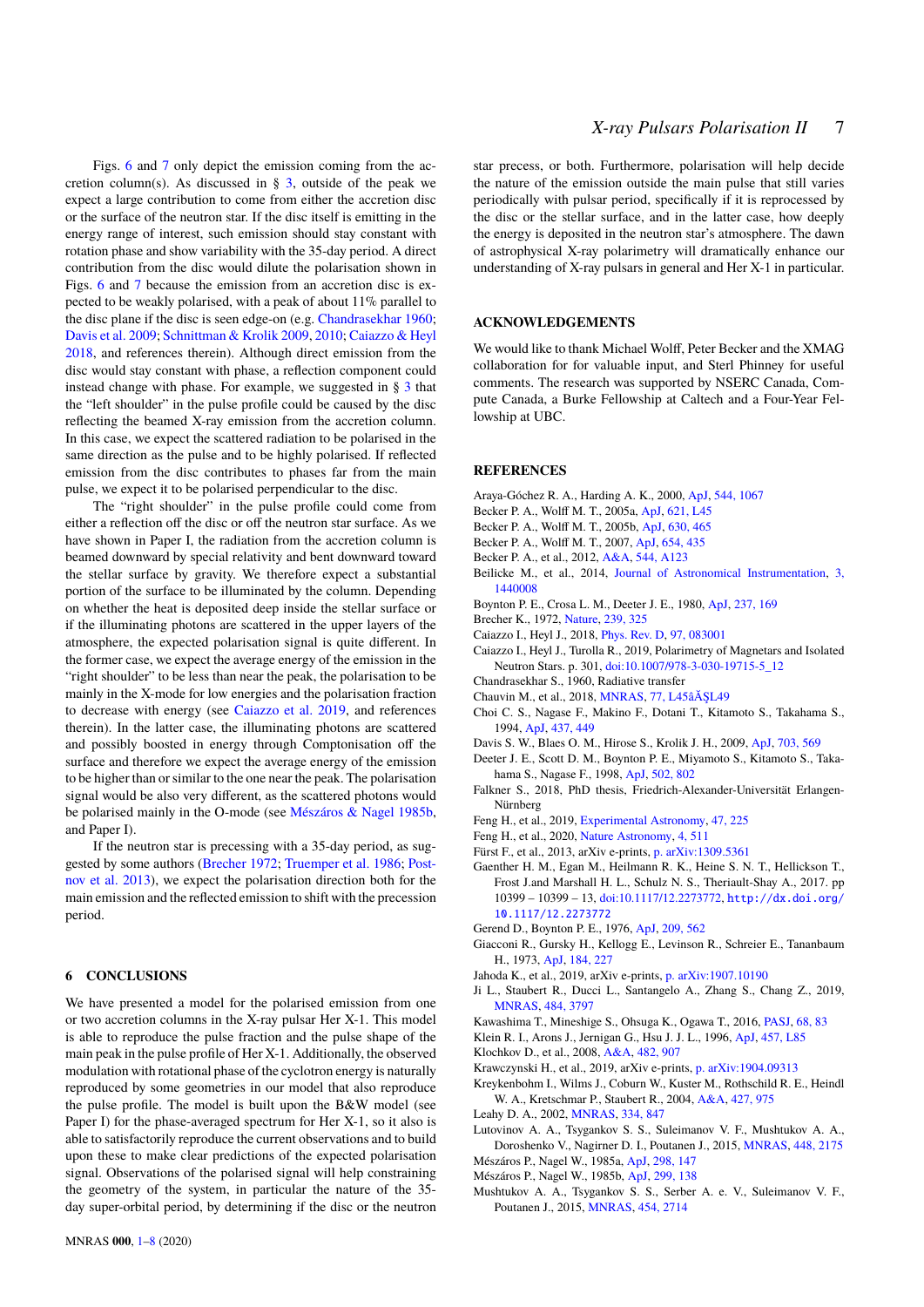Figs. 6 and 7 only depict the emission coming from the accretion column(s). As discussed in § 3, outside of the peak we expect a large contribution to come from either the accretion disc or the surface of the neutron star. If the disc itself is emitting in the energy range of interest, such emission should stay constant with rotation phase and show variability with the 35-day period. A direct contribution from the disc would dilute the polarisation shown in Figs. 6 and 7 because the emission from an accretion disc is expected to be weakly polarised, with a peak of about 11% parallel to the disc plane if the disc is seen edge-on (e.g. Chandrasekhar 1960; Davis et al. 2009; Schnittman & Krolik 2009, 2010; Caiazzo & Heyl 2018, and references therein). Although direct emission from the disc would stay constant with phase, a reflection component could instead change with phase. For example, we suggested in § 3 that the "left shoulder" in the pulse profile could be caused by the disc reflecting the beamed X-ray emission from the accretion column. In this case, we expect the scattered radiation to be polarised in the same direction as the pulse and to be highly polarised. If reflected emission from the disc contributes to phases far from the main pulse, we expect it to be polarised perpendicular to the disc.

The "right shoulder" in the pulse profile could come from either a reflection off the disc or off the neutron star surface. As we have shown in Paper I, the radiation from the accretion column is beamed downward by special relativity and bent downward toward the stellar surface by gravity. We therefore expect a substantial portion of the surface to be illuminated by the column. Depending on whether the heat is deposited deep inside the stellar surface or if the illuminating photons are scattered in the upper layers of the atmosphere, the expected polarisation signal is quite different. In the former case, we expect the average energy of the emission in the "right shoulder" to be less than near the peak, the polarisation to be mainly in the X-mode for low energies and the polarisation fraction to decrease with energy (see Caiazzo et al. 2019, and references therein). In the latter case, the illuminating photons are scattered and possibly boosted in energy through Comptonisation off the surface and therefore we expect the average energy of the emission to be higher than or similar to the one near the peak. The polarisation signal would be also very different, as the scattered photons would be polarised mainly in the O-mode (see Mészáros & Nagel 1985b, and Paper I).

If the neutron star is precessing with a 35-day period, as suggested by some authors (Brecher 1972; Truemper et al. 1986; Postnov et al. 2013), we expect the polarisation direction both for the main emission and the reflected emission to shift with the precession period.

## 6 CONCLUSIONS

We have presented a model for the polarised emission from one or two accretion columns in the X-ray pulsar Her X-1. This model is able to reproduce the pulse fraction and the pulse shape of the main peak in the pulse profile of Her X-1. Additionally, the observed modulation with rotational phase of the cyclotron energy is naturally reproduced by some geometries in our model that also reproduce the pulse profile. The model is built upon the B&W model (see Paper I) for the phase-averaged spectrum for Her X-1, so it also is able to satisfactorily reproduce the current observations and to build upon these to make clear predictions of the expected polarisation signal. Observations of the polarised signal will help constraining the geometry of the system, in particular the nature of the 35-day super-orbital period, by determining if the disc or the neutron star precess, or both. Furthermore, polarisation will help decide the nature of the emission outside the main pulse that still varies periodically with pulsar period, specifically if it is reprocessed by the disc or the stellar surface, and in the latter case, how deeply the energy is deposited in the neutron star's atmosphere. The dawn of astrophysical X-ray polarimetry will dramatically enhance our understanding of X-ray pulsars in general and Her X-1 in particular.

## ACKNOWLEDGEMENTS

We would like to thank Michael Wolff, Peter Becker and the XMAG collaboration for for valuable input, and Sterl Phinney for useful comments. The research was supported by NSERC Canada, Compute Canada, a Burke Fellowship at Caltech and a Four-Year Fellowship at UBC.

## REFERENCES

Araya-Góchez R. A., Harding A. K., 2000, ApJ, 544, 1067
Becker P. A., Wolff M. T., 2005a, ApJ, 621, L45
Becker P. A., Wolff M. T., 2005b, ApJ, 630, 465
Becker P. A., Wolff M. T., 2007, ApJ, 654, 435
Becker P. A., et al., 2012, A&A, 544, A123
Beilicke M., et al., 2014, Journal of Astronomical Instrumentation, 3, 1440008
Boynton P. E., Crosa L. M., Deeter J. E., 1980, ApJ, 237, 169
Brecher K., 1972, Nature, 239, 325
Caiazzo I., Heyl J., 2018, Phys. Rev. D, 97, 083001
Caiazzo I., Heyl J., Turolla R., 2019, Polarimetry of Magnetars and Isolated Neutron Stars. p. 301, doi:10.1007/978-3-030-19715-5_12
Chandrasekhar S., 1960, Radiative transfer
Chauvin M., et al., 2018, MNRAS, 77, L45âĂŞL49
Choi C. S., Nagase F., Makino F., Dotani T., Kitamoto S., Takahama S., 1994, ApJ, 437, 449
Davis S. W., Blaes O. M., Hirose S., Krolik J. H., 2009, ApJ, 703, 569
Deeter J. E., Scott D. M., Boynton P. E., Miyamoto S., Kitamoto S., Takahama S., Nagase F., 1998, ApJ, 502, 802
Falkner S., 2018, PhD thesis, Friedrich-Alexander-Universität Erlangen-Nürnberg
Feng H., et al., 2019, Experimental Astronomy, 47, 225
Feng H., et al., 2020, Nature Astronomy, 4, 511
Fürst F., et al., 2013, arXiv e-prints, p. arXiv:1309.5361
Gaenther H. M., Egan M., Heilmann R. K., Heine S. N. T., Hellickson T., Frost J.and Marshall H. L., Schulz N. S., Theriault-Shay A., 2017. pp 10399 – 10399 – 13, doi:10.1117/12.2273772, http://dx.doi.org/10.1117/12.2273772
Gerend D., Boynton P. E., 1976, ApJ, 209, 562
Giacconi R., Gursky H., Kellogg E., Levinson R., Schreier E., Tananbaum H., 1973, ApJ, 184, 227
Jahoda K., et al., 2019, arXiv e-prints, p. arXiv:1907.10190
Ji L., Staubert R., Ducci L., Santangelo A., Zhang S., Chang Z., 2019, MNRAS, 484, 3797
Kawashima T., Mineshige S., Ohsuga K., Ogawa T., 2016, PASJ, 68, 83
Klein R. I., Arons J., Jernigan G., Hsu J. J. L., 1996, ApJ, 457, L85
Klochkov D., et al., 2008, A&A, 482, 907
Krawczynski H., et al., 2019, arXiv e-prints, p. arXiv:1904.09313
Kreykenbohm I., Wilms J., Coburn W., Kuster M., Rothschild R. E., Heindl W. A., Kretschmar P., Staubert R., 2004, A&A, 427, 975
Leahy D. A., 2002, MNRAS, 334, 847
Lutovinov A. A., Tsygankov S. S., Suleimanov V. F., Mushtukov A. A., Doroshenko V., Nagirner D. I., Poutanen J., 2015, MNRAS, 448, 2175
Mészáros P., Nagel W., 1985a, ApJ, 298, 147
Mészáros P., Nagel W., 1985b, ApJ, 299, 138
Mushtukov A. A., Tsygankov S. S., Serber A. e. V., Suleimanov V. F., Poutanen J., 2015, MNRAS, 454, 2714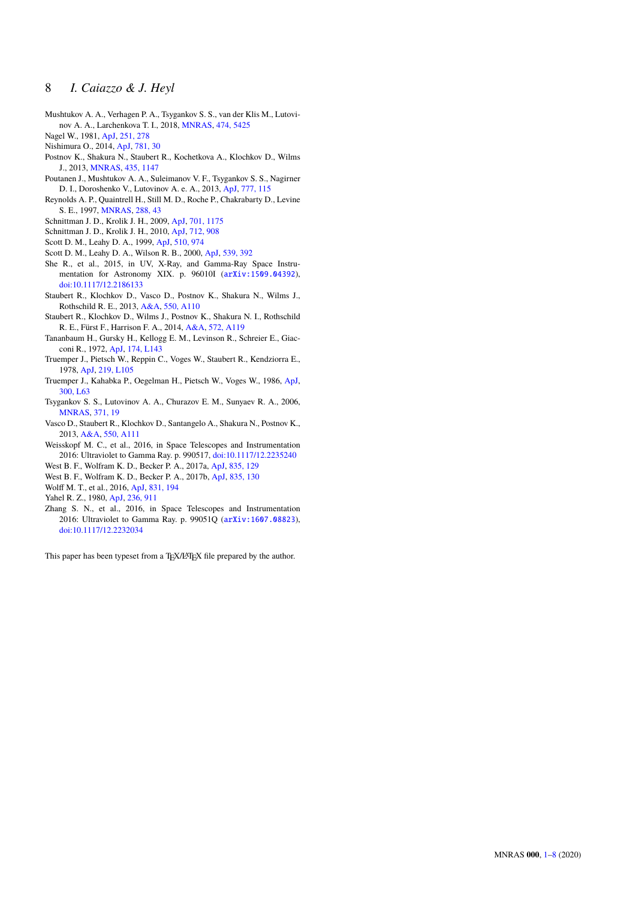Mushtukov A. A., Verhagen P. A., Tsygankov S. S., van der Klis M., Lutovinov A. A., Larchenkova T. I., 2018, MNRAS, 474, 5425

Nagel W., 1981, ApJ, 251, 278

Nishimura O., 2014, ApJ, 781, 30

Postnov K., Shakura N., Staubert R., Kochetkova A., Klochkov D., Wilms J., 2013, MNRAS, 435, 1147

Poutanen J., Mushtukov A. A., Suleimanov V. F., Tsygankov S. S., Nagirner D. I., Doroshenko V., Lutovinov A. e. A., 2013, ApJ, 777, 115

Reynolds A. P., Quaintrell H., Still M. D., Roche P., Chakrabarty D., Levine S. E., 1997, MNRAS, 288, 43

Schnittman J. D., Krolik J. H., 2009, ApJ, 701, 1175

Schnittman J. D., Krolik J. H., 2010, ApJ, 712, 908

Scott D. M., Leahy D. A., 1999, ApJ, 510, 974

Scott D. M., Leahy D. A., Wilson R. B., 2000, ApJ, 539, 392

She R., et al., 2015, in UV, X-Ray, and Gamma-Ray Space Instrumentation for Astronomy XIX. p. 96010I (arXiv:1509.04392), doi:10.1117/12.2186133

Staubert R., Klochkov D., Vasco D., Postnov K., Shakura N., Wilms J., Rothschild R. E., 2013, A&A, 550, A110

Staubert R., Klochkov D., Wilms J., Postnov K., Shakura N. I., Rothschild R. E., Fürst F., Harrison F. A., 2014, A&A, 572, A119

Tananbaum H., Gursky H., Kellogg E. M., Levinson R., Schreier E., Giacconi R., 1972, ApJ, 174, L143

Truemper J., Pietsch W., Reppin C., Voges W., Staubert R., Kendziorra E., 1978, ApJ, 219, L105

Truemper J., Kahabka P., Oegelman H., Pietsch W., Voges W., 1986, ApJ, 300, L63

Tsygankov S. S., Lutovinov A. A., Churazov E. M., Sunyaev R. A., 2006, MNRAS, 371, 19

Vasco D., Staubert R., Klochkov D., Santangelo A., Shakura N., Postnov K., 2013, A&A, 550, A111

Weisskopf M. C., et al., 2016, in Space Telescopes and Instrumentation 2016: Ultraviolet to Gamma Ray. p. 990517, doi:10.1117/12.2235240

West B. F., Wolfram K. D., Becker P. A., 2017a, ApJ, 835, 129

West B. F., Wolfram K. D., Becker P. A., 2017b, ApJ, 835, 130

Wolff M. T., et al., 2016, ApJ, 831, 194

Yahel R. Z., 1980, ApJ, 236, 911

Zhang S. N., et al., 2016, in Space Telescopes and Instrumentation 2016: Ultraviolet to Gamma Ray. p. 99051Q (arXiv:1607.08823), doi:10.1117/12.2232034

This paper has been typeset from a TEX/LATEX file prepared by the author.